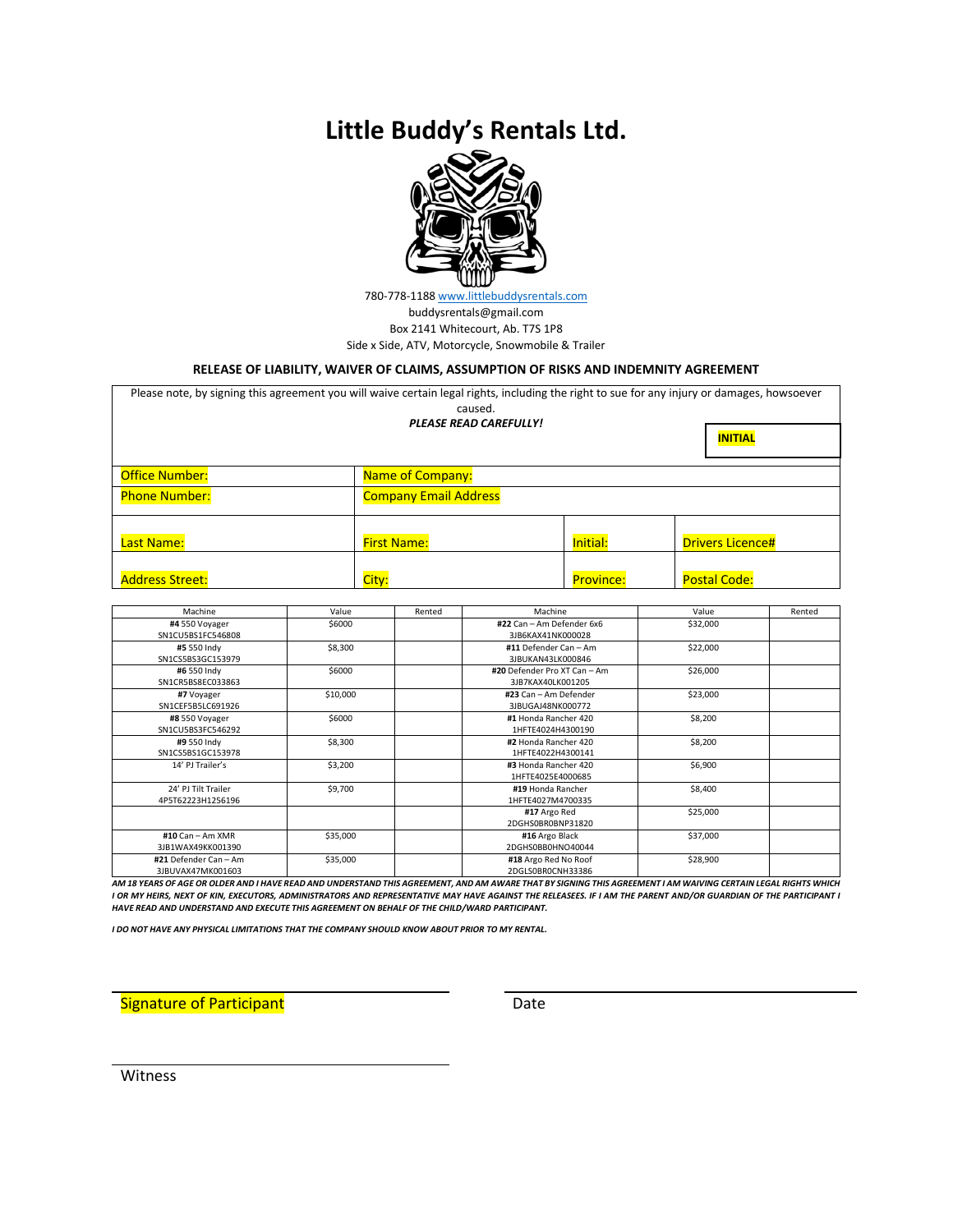# Little Buddy's Rentals Ltd.

780-778-1188 www.littlebuddysrentals.com
buddysrentals@gmail.com
Box 2141 Whitecourt, Ab. T7S 1P8
Side x Side, ATV, Motorcycle, Snowmobile & Trailer

## RELEASE OF LIABILITY, WAIVER OF CLAIMS, ASSUMPTION OF RISKS AND INDEMNITY AGREEMENT

Please note, by signing this agreement you will waive certain legal rights, including the right to sue for any injury or damages, howsoever caused.

***PLEASE READ CAREFULLY!***

**INITIAL**

| Office Number: | Name of Company: | | |
|---|---|---|---|
| Phone Number: | Company Email Address | | |
| Last Name: | First Name: | Initial: | Drivers Licence# |
| Address Street: | City: | Province: | Postal Code: |

| Machine | Value | Rented | Machine | Value | Rented |
|---|---|---|---|---|---|
| **#4** 550 Voyager SN1CU5BS1FC546808 | $6000 | | **#22** Can – Am Defender 6x6 3JB6KAX41NK000028 | $32,000 | |
| **#5** 550 Indy SN1CS5BS3GC153979 | $8,300 | | **#11** Defender Can – Am 3JBUKAN43LK000846 | $22,000 | |
| **#6** 550 Indy SN1CR5BS8EC033863 | $6000 | | **#20** Defender Pro XT Can – Am 3JB7KAX40LK001205 | $26,000 | |
| **#7** Voyager SN1CEF5B5LC691926 | $10,000 | | **#23** Can – Am Defender 3JBUGAJ48NK000772 | $23,000 | |
| **#8** 550 Voyager SN1CU5BS3FC546292 | $6000 | | **#1** Honda Rancher 420 1HFTE4024H4300190 | $8,200 | |
| **#9** 550 Indy SN1CS5BS1GC153978 | $8,300 | | **#2** Honda Rancher 420 1HFTE4022H4300141 | $8,200 | |
| 14' PJ Trailer's | $3,200 | | **#3** Honda Rancher 420 1HFTE4025E4000685 | $6,900 | |
| 24' PJ Tilt Trailer 4P5T62223H1256196 | $9,700 | | **#19** Honda Rancher 1HFTE4027M4700335 | $8,400 | |
| | | | **#17** Argo Red 2DGHS0BR0BNP31820 | $25,000 | |
| **#10** Can – Am XMR 3JB1WAX49KK001390 | $35,000 | | **#16** Argo Black 2DGHS0BB0HNO40044 | $37,000 | |
| **#21** Defender Can – Am 3JBUVAX47MK001603 | $35,000 | | **#18** Argo Red No Roof 2DGLS0BR0CNH33386 | $28,900 | |

***AM 18 YEARS OF AGE OR OLDER AND I HAVE READ AND UNDERSTAND THIS AGREEMENT, AND AM AWARE THAT BY SIGNING THIS AGREEMENT I AM WAIVING CERTAIN LEGAL RIGHTS WHICH I OR MY HEIRS, NEXT OF KIN, EXECUTORS, ADMINISTRATORS AND REPRESENTATIVE MAY HAVE AGAINST THE RELEASEES. IF I AM THE PARENT AND/OR GUARDIAN OF THE PARTICIPANT I HAVE READ AND UNDERSTAND AND EXECUTE THIS AGREEMENT ON BEHALF OF THE CHILD/WARD PARTICIPANT.***

***I DO NOT HAVE ANY PHYSICAL LIMITATIONS THAT THE COMPANY SHOULD KNOW ABOUT PRIOR TO MY RENTAL.***

Signature of Participant ____________________ Date ____________________

Witness ____________________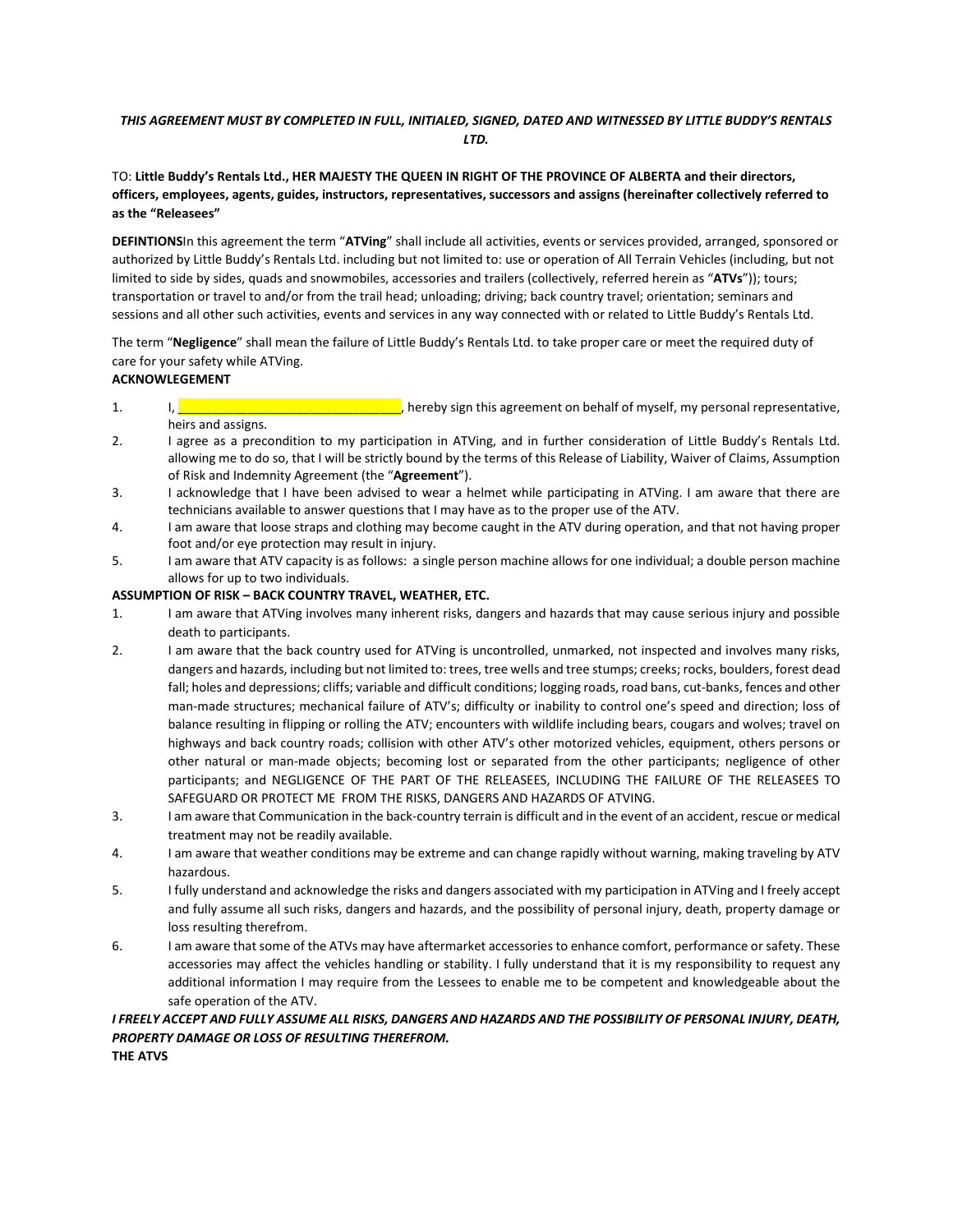***THIS AGREEMENT MUST BY COMPLETED IN FULL, INITIALED, SIGNED, DATED AND WITNESSED BY LITTLE BUDDY'S RENTALS LTD.***

TO: **Little Buddy's Rentals Ltd., HER MAJESTY THE QUEEN IN RIGHT OF THE PROVINCE OF ALBERTA and their directors, officers, employees, agents, guides, instructors, representatives, successors and assigns (hereinafter collectively referred to as the "Releasees"**

**DEFINTIONS**In this agreement the term "**ATVing**" shall include all activities, events or services provided, arranged, sponsored or authorized by Little Buddy's Rentals Ltd. including but not limited to: use or operation of All Terrain Vehicles (including, but not limited to side by sides, quads and snowmobiles, accessories and trailers (collectively, referred herein as "**ATVs**")); tours; transportation or travel to and/or from the trail head; unloading; driving; back country travel; orientation; seminars and sessions and all other such activities, events and services in any way connected with or related to Little Buddy's Rentals Ltd.

The term "**Negligence**" shall mean the failure of Little Buddy's Rentals Ltd. to take proper care or meet the required duty of care for your safety while ATVing.

**ACKNOWLEGEMENT**

1. I, ______________________________, hereby sign this agreement on behalf of myself, my personal representative, heirs and assigns.
2. I agree as a precondition to my participation in ATVing, and in further consideration of Little Buddy's Rentals Ltd. allowing me to do so, that I will be strictly bound by the terms of this Release of Liability, Waiver of Claims, Assumption of Risk and Indemnity Agreement (the "**Agreement**").
3. I acknowledge that I have been advised to wear a helmet while participating in ATVing. I am aware that there are technicians available to answer questions that I may have as to the proper use of the ATV.
4. I am aware that loose straps and clothing may become caught in the ATV during operation, and that not having proper foot and/or eye protection may result in injury.
5. I am aware that ATV capacity is as follows: a single person machine allows for one individual; a double person machine allows for up to two individuals.

**ASSUMPTION OF RISK – BACK COUNTRY TRAVEL, WEATHER, ETC.**

1. I am aware that ATVing involves many inherent risks, dangers and hazards that may cause serious injury and possible death to participants.
2. I am aware that the back country used for ATVing is uncontrolled, unmarked, not inspected and involves many risks, dangers and hazards, including but not limited to: trees, tree wells and tree stumps; creeks; rocks, boulders, forest dead fall; holes and depressions; cliffs; variable and difficult conditions; logging roads, road bans, cut-banks, fences and other man-made structures; mechanical failure of ATV's; difficulty or inability to control one's speed and direction; loss of balance resulting in flipping or rolling the ATV; encounters with wildlife including bears, cougars and wolves; travel on highways and back country roads; collision with other ATV's other motorized vehicles, equipment, others persons or other natural or man-made objects; becoming lost or separated from the other participants; negligence of other participants; and NEGLIGENCE OF THE PART OF THE RELEASEES, INCLUDING THE FAILURE OF THE RELEASEES TO SAFEGUARD OR PROTECT ME FROM THE RISKS, DANGERS AND HAZARDS OF ATVING.
3. I am aware that Communication in the back-country terrain is difficult and in the event of an accident, rescue or medical treatment may not be readily available.
4. I am aware that weather conditions may be extreme and can change rapidly without warning, making traveling by ATV hazardous.
5. I fully understand and acknowledge the risks and dangers associated with my participation in ATVing and I freely accept and fully assume all such risks, dangers and hazards, and the possibility of personal injury, death, property damage or loss resulting therefrom.
6. I am aware that some of the ATVs may have aftermarket accessories to enhance comfort, performance or safety. These accessories may affect the vehicles handling or stability. I fully understand that it is my responsibility to request any additional information I may require from the Lessees to enable me to be competent and knowledgeable about the safe operation of the ATV.

***I FREELY ACCEPT AND FULLY ASSUME ALL RISKS, DANGERS AND HAZARDS AND THE POSSIBILITY OF PERSONAL INJURY, DEATH, PROPERTY DAMAGE OR LOSS OF RESULTING THEREFROM.***

**THE ATVS**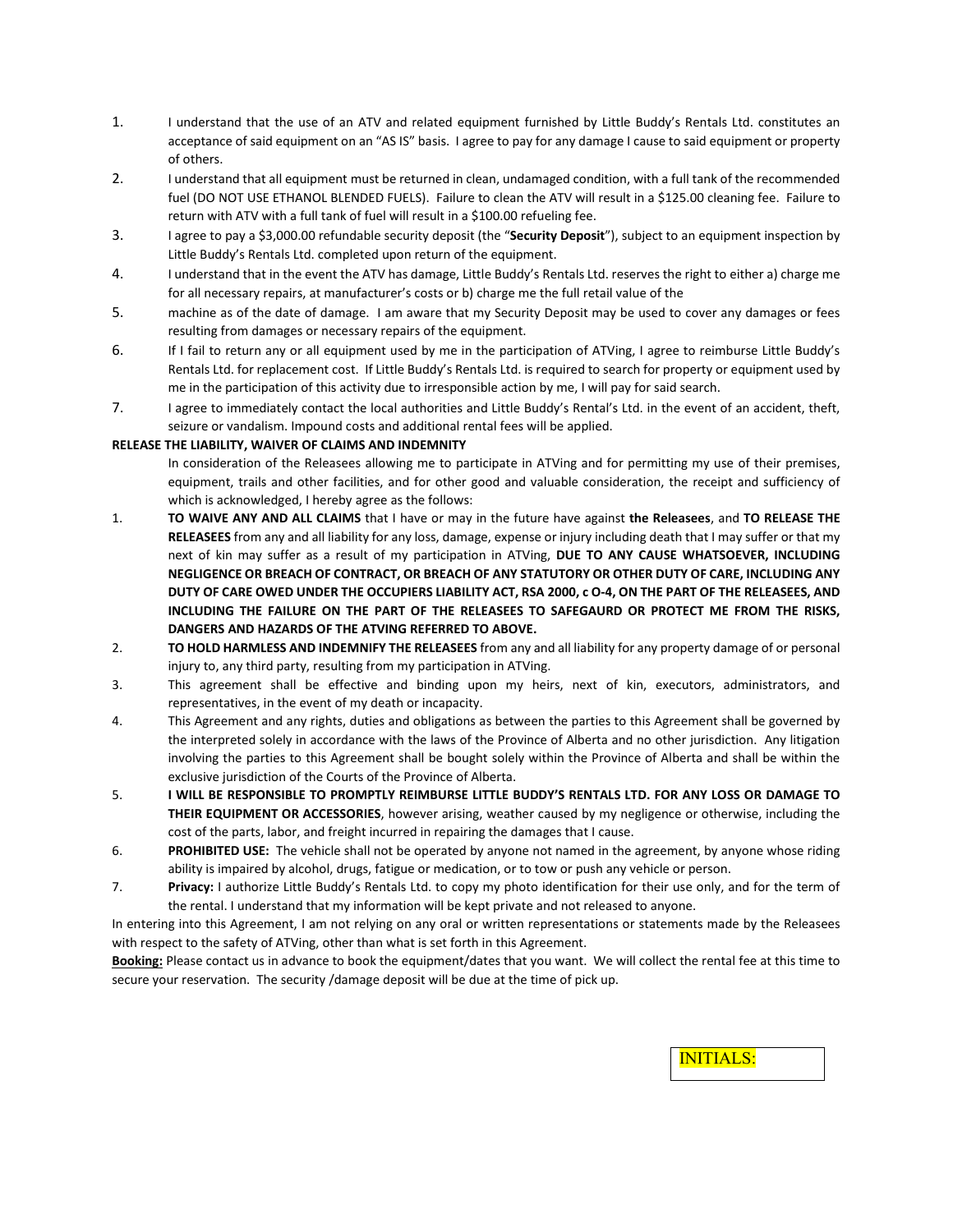1. I understand that the use of an ATV and related equipment furnished by Little Buddy's Rentals Ltd. constitutes an acceptance of said equipment on an "AS IS" basis. I agree to pay for any damage I cause to said equipment or property of others.
2. I understand that all equipment must be returned in clean, undamaged condition, with a full tank of the recommended fuel (DO NOT USE ETHANOL BLENDED FUELS). Failure to clean the ATV will result in a $125.00 cleaning fee. Failure to return with ATV with a full tank of fuel will result in a $100.00 refueling fee.
3. I agree to pay a $3,000.00 refundable security deposit (the "**Security Deposit**"), subject to an equipment inspection by Little Buddy's Rentals Ltd. completed upon return of the equipment.
4. I understand that in the event the ATV has damage, Little Buddy's Rentals Ltd. reserves the right to either a) charge me for all necessary repairs, at manufacturer's costs or b) charge me the full retail value of the
5. machine as of the date of damage. I am aware that my Security Deposit may be used to cover any damages or fees resulting from damages or necessary repairs of the equipment.
6. If I fail to return any or all equipment used by me in the participation of ATVing, I agree to reimburse Little Buddy's Rentals Ltd. for replacement cost. If Little Buddy's Rentals Ltd. is required to search for property or equipment used by me in the participation of this activity due to irresponsible action by me, I will pay for said search.
7. I agree to immediately contact the local authorities and Little Buddy's Rental's Ltd. in the event of an accident, theft, seizure or vandalism. Impound costs and additional rental fees will be applied.

**RELEASE THE LIABILITY, WAIVER OF CLAIMS AND INDEMNITY**

In consideration of the Releasees allowing me to participate in ATVing and for permitting my use of their premises, equipment, trails and other facilities, and for other good and valuable consideration, the receipt and sufficiency of which is acknowledged, I hereby agree as the follows:

1. **TO WAIVE ANY AND ALL CLAIMS** that I have or may in the future have against **the Releasees**, and **TO RELEASE THE RELEASEES** from any and all liability for any loss, damage, expense or injury including death that I may suffer or that my next of kin may suffer as a result of my participation in ATVing, **DUE TO ANY CAUSE WHATSOEVER, INCLUDING NEGLIGENCE OR BREACH OF CONTRACT, OR BREACH OF ANY STATUTORY OR OTHER DUTY OF CARE, INCLUDING ANY DUTY OF CARE OWED UNDER THE OCCUPIERS LIABILITY ACT, RSA 2000, c O-4, ON THE PART OF THE RELEASEES, AND INCLUDING THE FAILURE ON THE PART OF THE RELEASEES TO SAFEGAURD OR PROTECT ME FROM THE RISKS, DANGERS AND HAZARDS OF THE ATVING REFERRED TO ABOVE.**
2. **TO HOLD HARMLESS AND INDEMNIFY THE RELEASEES** from any and all liability for any property damage of or personal injury to, any third party, resulting from my participation in ATVing.
3. This agreement shall be effective and binding upon my heirs, next of kin, executors, administrators, and representatives, in the event of my death or incapacity.
4. This Agreement and any rights, duties and obligations as between the parties to this Agreement shall be governed by the interpreted solely in accordance with the laws of the Province of Alberta and no other jurisdiction. Any litigation involving the parties to this Agreement shall be bought solely within the Province of Alberta and shall be within the exclusive jurisdiction of the Courts of the Province of Alberta.
5. **I WILL BE RESPONSIBLE TO PROMPTLY REIMBURSE LITTLE BUDDY'S RENTALS LTD. FOR ANY LOSS OR DAMAGE TO THEIR EQUIPMENT OR ACCESSORIES**, however arising, weather caused by my negligence or otherwise, including the cost of the parts, labor, and freight incurred in repairing the damages that I cause.
6. **PROHIBITED USE:** The vehicle shall not be operated by anyone not named in the agreement, by anyone whose riding ability is impaired by alcohol, drugs, fatigue or medication, or to tow or push any vehicle or person.
7. **Privacy:** I authorize Little Buddy's Rentals Ltd. to copy my photo identification for their use only, and for the term of the rental. I understand that my information will be kept private and not released to anyone.

In entering into this Agreement, I am not relying on any oral or written representations or statements made by the Releasees with respect to the safety of ATVing, other than what is set forth in this Agreement.

**Booking:** Please contact us in advance to book the equipment/dates that you want. We will collect the rental fee at this time to secure your reservation. The security /damage deposit will be due at the time of pick up.

INITIALS: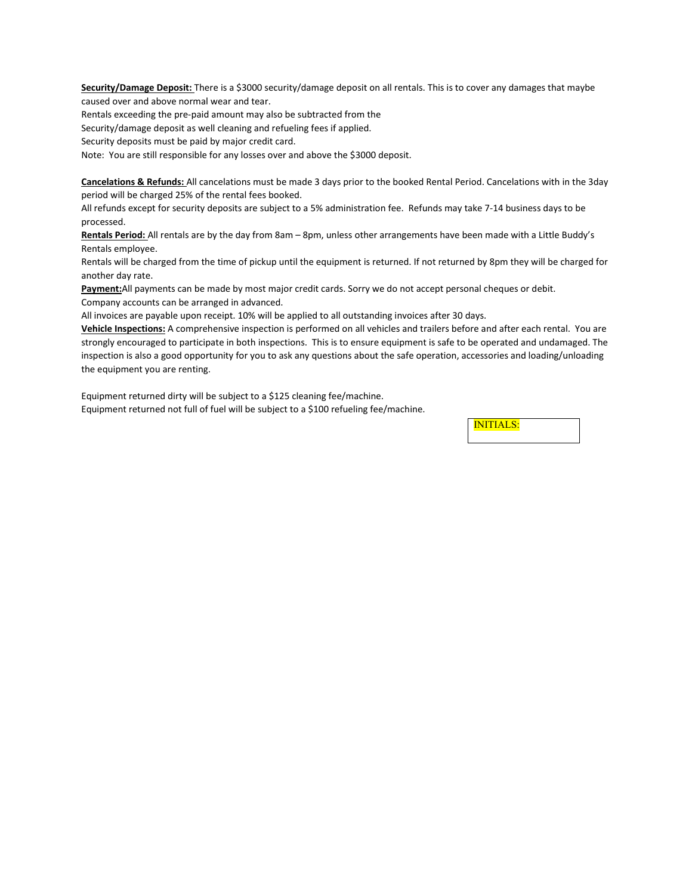**Security/Damage Deposit:** There is a $3000 security/damage deposit on all rentals. This is to cover any damages that maybe caused over and above normal wear and tear.
Rentals exceeding the pre-paid amount may also be subtracted from the
Security/damage deposit as well cleaning and refueling fees if applied.
Security deposits must be paid by major credit card.
Note: You are still responsible for any losses over and above the $3000 deposit.

**Cancelations & Refunds:** All cancelations must be made 3 days prior to the booked Rental Period. Cancelations with in the 3day period will be charged 25% of the rental fees booked.
All refunds except for security deposits are subject to a 5% administration fee. Refunds may take 7-14 business days to be processed.
**Rentals Period:** All rentals are by the day from 8am – 8pm, unless other arrangements have been made with a Little Buddy's Rentals employee.
Rentals will be charged from the time of pickup until the equipment is returned. If not returned by 8pm they will be charged for another day rate.
**Payment:** All payments can be made by most major credit cards. Sorry we do not accept personal cheques or debit.
Company accounts can be arranged in advanced.
All invoices are payable upon receipt. 10% will be applied to all outstanding invoices after 30 days.
**Vehicle Inspections:** A comprehensive inspection is performed on all vehicles and trailers before and after each rental. You are strongly encouraged to participate in both inspections. This is to ensure equipment is safe to be operated and undamaged. The inspection is also a good opportunity for you to ask any questions about the safe operation, accessories and loading/unloading the equipment you are renting.

Equipment returned dirty will be subject to a $125 cleaning fee/machine.
Equipment returned not full of fuel will be subject to a $100 refueling fee/machine.

INITIALS: